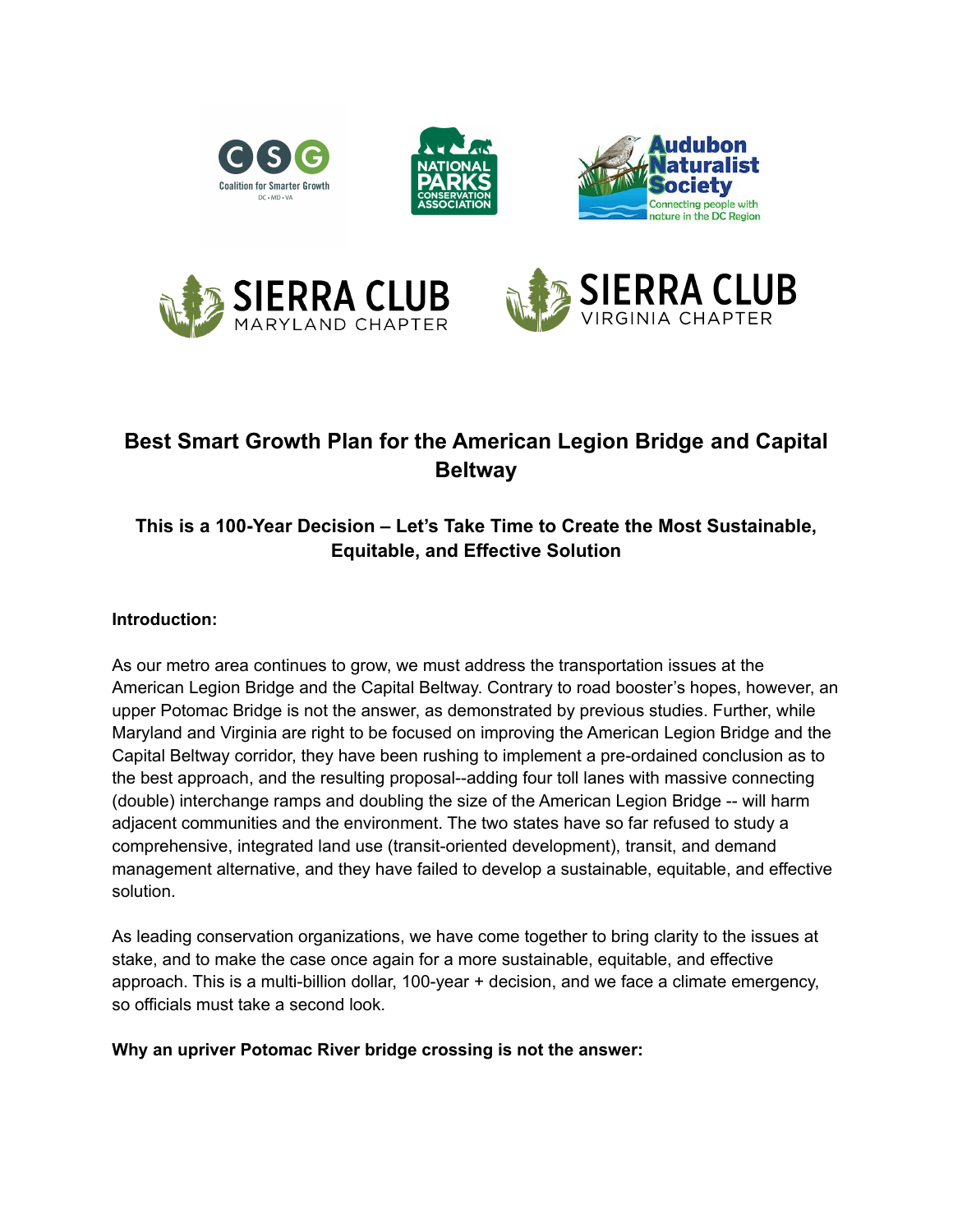# Best Smart Growth Plan for the American Legion Bridge and Capital Beltway

## This is a 100-Year Decision – Let's Take Time to Create the Most Sustainable, Equitable, and Effective Solution

**Introduction:**

As our metro area continues to grow, we must address the transportation issues at the American Legion Bridge and the Capital Beltway. Contrary to road booster's hopes, however, an upper Potomac Bridge is not the answer, as demonstrated by previous studies. Further, while Maryland and Virginia are right to be focused on improving the American Legion Bridge and the Capital Beltway corridor, they have been rushing to implement a pre-ordained conclusion as to the best approach, and the resulting proposal--adding four toll lanes with massive connecting (double) interchange ramps and doubling the size of the American Legion Bridge -- will harm adjacent communities and the environment. The two states have so far refused to study a comprehensive, integrated land use (transit-oriented development), transit, and demand management alternative, and they have failed to develop a sustainable, equitable, and effective solution.

As leading conservation organizations, we have come together to bring clarity to the issues at stake, and to make the case once again for a more sustainable, equitable, and effective approach. This is a multi-billion dollar, 100-year + decision, and we face a climate emergency, so officials must take a second look.

**Why an upriver Potomac River bridge crossing is not the answer:**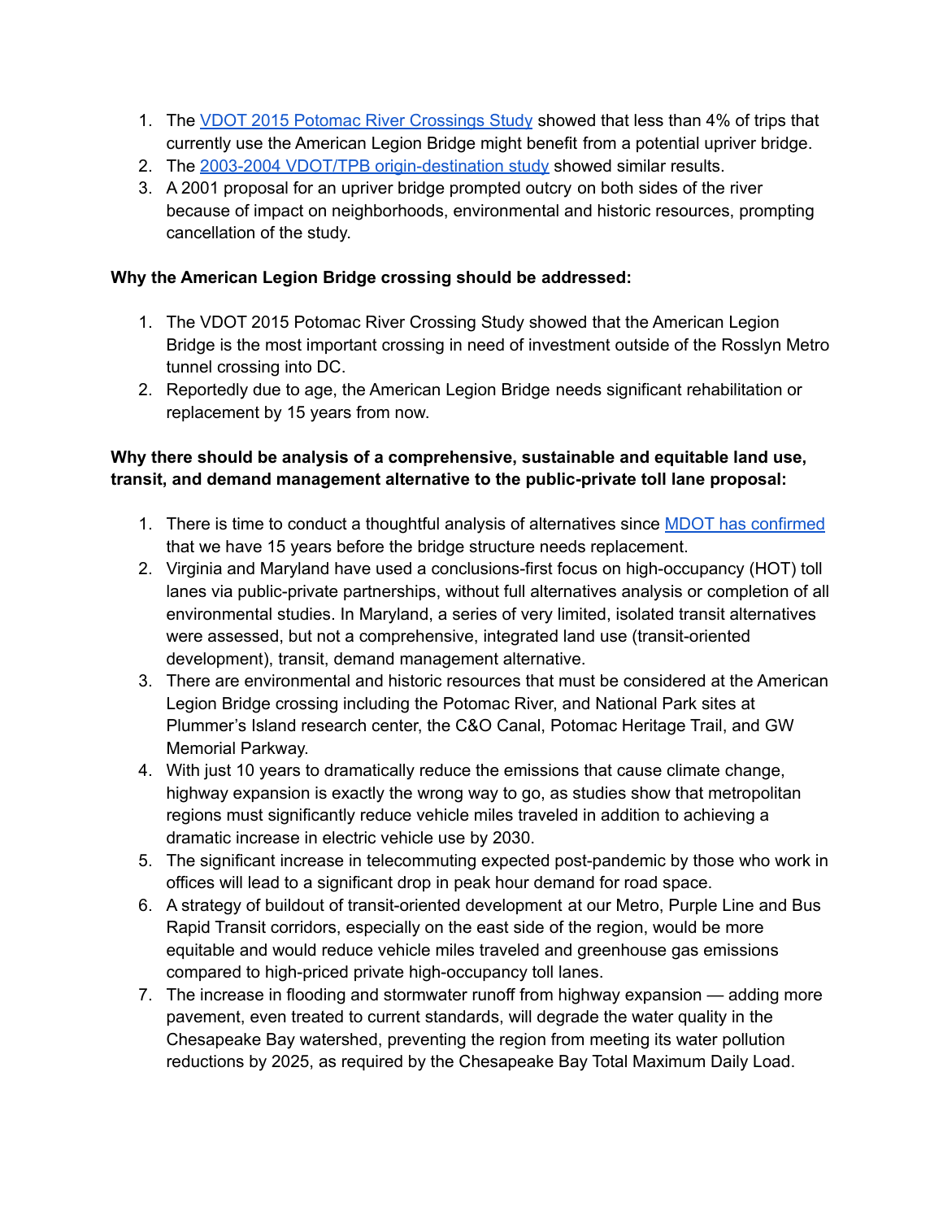1. The [VDOT 2015 Potomac River Crossings Study]() showed that less than 4% of trips that currently use the American Legion Bridge might benefit from a potential upriver bridge.
2. The [2003-2004 VDOT/TPB origin-destination study]() showed similar results.
3. A 2001 proposal for an upriver bridge prompted outcry on both sides of the river because of impact on neighborhoods, environmental and historic resources, prompting cancellation of the study.

**Why the American Legion Bridge crossing should be addressed:**

1. The VDOT 2015 Potomac River Crossing Study showed that the American Legion Bridge is the most important crossing in need of investment outside of the Rosslyn Metro tunnel crossing into DC.
2. Reportedly due to age, the American Legion Bridge needs significant rehabilitation or replacement by 15 years from now.

**Why there should be analysis of a comprehensive, sustainable and equitable land use, transit, and demand management alternative to the public-private toll lane proposal:**

1. There is time to conduct a thoughtful analysis of alternatives since [MDOT has confirmed]() that we have 15 years before the bridge structure needs replacement.
2. Virginia and Maryland have used a conclusions-first focus on high-occupancy (HOT) toll lanes via public-private partnerships, without full alternatives analysis or completion of all environmental studies. In Maryland, a series of very limited, isolated transit alternatives were assessed, but not a comprehensive, integrated land use (transit-oriented development), transit, demand management alternative.
3. There are environmental and historic resources that must be considered at the American Legion Bridge crossing including the Potomac River, and National Park sites at Plummer's Island research center, the C&O Canal, Potomac Heritage Trail, and GW Memorial Parkway.
4. With just 10 years to dramatically reduce the emissions that cause climate change, highway expansion is exactly the wrong way to go, as studies show that metropolitan regions must significantly reduce vehicle miles traveled in addition to achieving a dramatic increase in electric vehicle use by 2030.
5. The significant increase in telecommuting expected post-pandemic by those who work in offices will lead to a significant drop in peak hour demand for road space.
6. A strategy of buildout of transit-oriented development at our Metro, Purple Line and Bus Rapid Transit corridors, especially on the east side of the region, would be more equitable and would reduce vehicle miles traveled and greenhouse gas emissions compared to high-priced private high-occupancy toll lanes.
7. The increase in flooding and stormwater runoff from highway expansion — adding more pavement, even treated to current standards, will degrade the water quality in the Chesapeake Bay watershed, preventing the region from meeting its water pollution reductions by 2025, as required by the Chesapeake Bay Total Maximum Daily Load.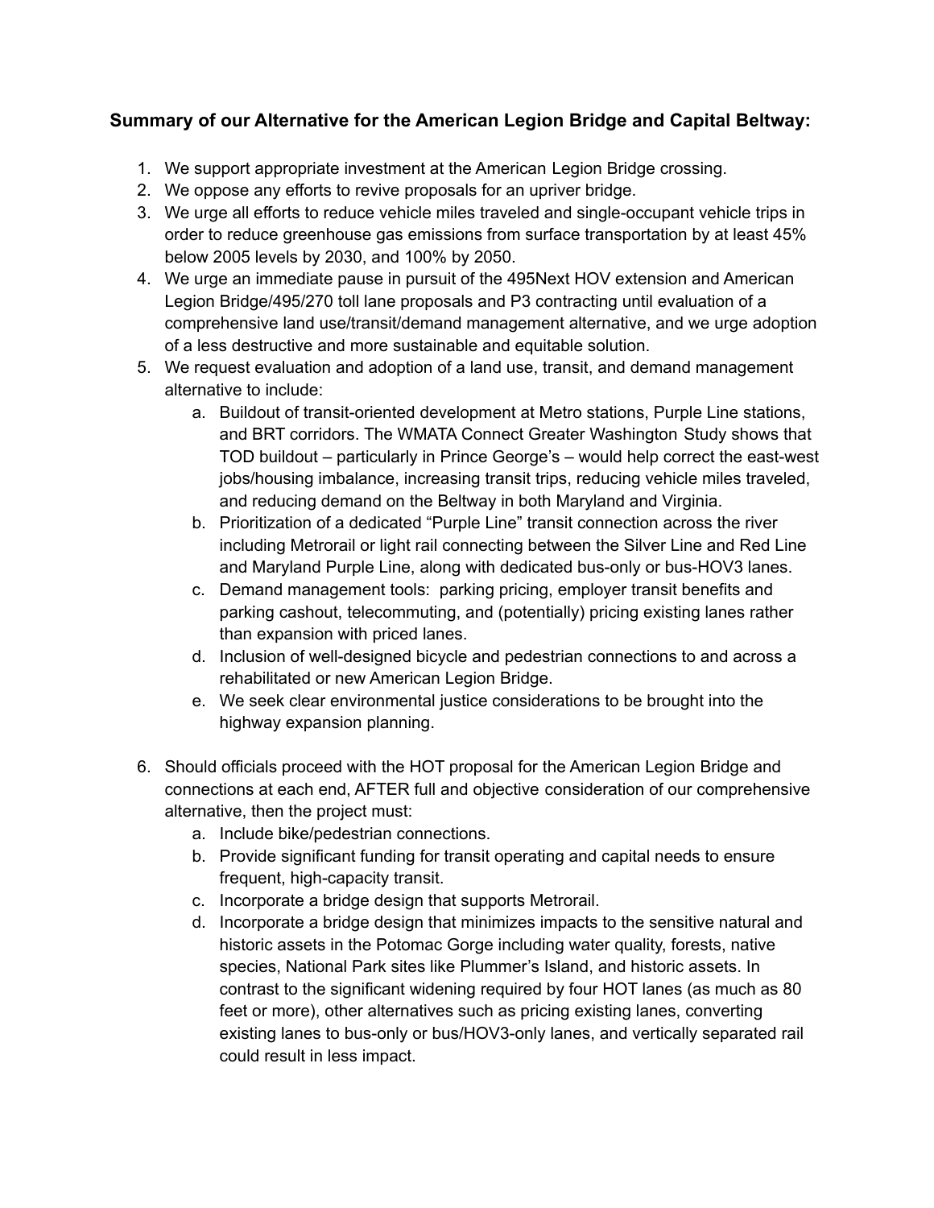**Summary of our Alternative for the American Legion Bridge and Capital Beltway:**

1. We support appropriate investment at the American Legion Bridge crossing.
2. We oppose any efforts to revive proposals for an upriver bridge.
3. We urge all efforts to reduce vehicle miles traveled and single-occupant vehicle trips in order to reduce greenhouse gas emissions from surface transportation by at least 45% below 2005 levels by 2030, and 100% by 2050.
4. We urge an immediate pause in pursuit of the 495Next HOV extension and American Legion Bridge/495/270 toll lane proposals and P3 contracting until evaluation of a comprehensive land use/transit/demand management alternative, and we urge adoption of a less destructive and more sustainable and equitable solution.
5. We request evaluation and adoption of a land use, transit, and demand management alternative to include:
   a. Buildout of transit-oriented development at Metro stations, Purple Line stations, and BRT corridors. The WMATA Connect Greater Washington Study shows that TOD buildout – particularly in Prince George's – would help correct the east-west jobs/housing imbalance, increasing transit trips, reducing vehicle miles traveled, and reducing demand on the Beltway in both Maryland and Virginia.
   b. Prioritization of a dedicated "Purple Line" transit connection across the river including Metrorail or light rail connecting between the Silver Line and Red Line and Maryland Purple Line, along with dedicated bus-only or bus-HOV3 lanes.
   c. Demand management tools: parking pricing, employer transit benefits and parking cashout, telecommuting, and (potentially) pricing existing lanes rather than expansion with priced lanes.
   d. Inclusion of well-designed bicycle and pedestrian connections to and across a rehabilitated or new American Legion Bridge.
   e. We seek clear environmental justice considerations to be brought into the highway expansion planning.

6. Should officials proceed with the HOT proposal for the American Legion Bridge and connections at each end, AFTER full and objective consideration of our comprehensive alternative, then the project must:
   a. Include bike/pedestrian connections.
   b. Provide significant funding for transit operating and capital needs to ensure frequent, high-capacity transit.
   c. Incorporate a bridge design that supports Metrorail.
   d. Incorporate a bridge design that minimizes impacts to the sensitive natural and historic assets in the Potomac Gorge including water quality, forests, native species, National Park sites like Plummer's Island, and historic assets. In contrast to the significant widening required by four HOT lanes (as much as 80 feet or more), other alternatives such as pricing existing lanes, converting existing lanes to bus-only or bus/HOV3-only lanes, and vertically separated rail could result in less impact.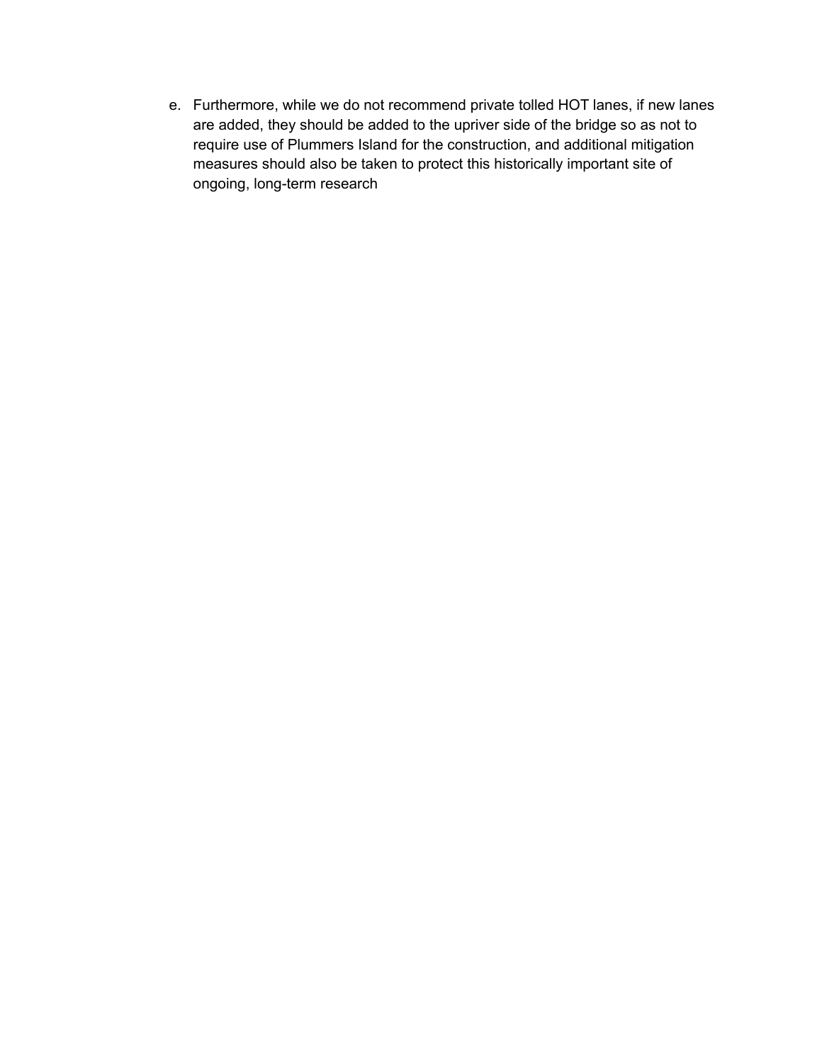e. Furthermore, while we do not recommend private tolled HOT lanes, if new lanes are added, they should be added to the upriver side of the bridge so as not to require use of Plummers Island for the construction, and additional mitigation measures should also be taken to protect this historically important site of ongoing, long-term research